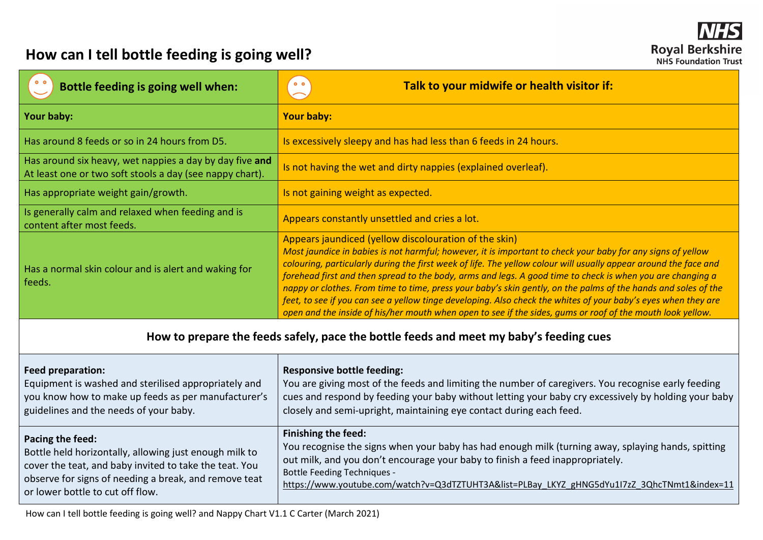# How can I tell bottle feeding is going well?

NHS Royal Berkshire NHS Foundation Trust

| Bottle feeding is going well when: | Talk to your midwife or health visitor if: |
|---|---|
| **Your baby:** | **Your baby:** |
| Has around 8 feeds or so in 24 hours from D5. | Is excessively sleepy and has had less than 6 feeds in 24 hours. |
| Has around six heavy, wet nappies a day by day five **and** At least one or two soft stools a day (see nappy chart). | Is not having the wet and dirty nappies (explained overleaf). |
| Has appropriate weight gain/growth. | Is not gaining weight as expected. |
| Is generally calm and relaxed when feeding and is content after most feeds. | Appears constantly unsettled and cries a lot. |
| Has a normal skin colour and is alert and waking for feeds. | Appears jaundiced (yellow discolouration of the skin) *Most jaundice in babies is not harmful; however, it is important to check your baby for any signs of yellow colouring, particularly during the first week of life. The yellow colour will usually appear around the face and forehead first and then spread to the body, arms and legs. A good time to check is when you are changing a nappy or clothes. From time to time, press your baby's skin gently, on the palms of the hands and soles of the feet, to see if you can see a yellow tinge developing. Also check the whites of your baby's eyes when they are open and the inside of his/her mouth when open to see if the sides, gums or roof of the mouth look yellow.* |

## How to prepare the feeds safely, pace the bottle feeds and meet my baby's feeding cues

**Feed preparation:**
Equipment is washed and sterilised appropriately and you know how to make up feeds as per manufacturer's guidelines and the needs of your baby.

**Responsive bottle feeding:**
You are giving most of the feeds and limiting the number of caregivers. You recognise early feeding cues and respond by feeding your baby without letting your baby cry excessively by holding your baby closely and semi-upright, maintaining eye contact during each feed.

**Pacing the feed:**
Bottle held horizontally, allowing just enough milk to cover the teat, and baby invited to take the teat. You observe for signs of needing a break, and remove teat or lower bottle to cut off flow.

**Finishing the feed:**
You recognise the signs when your baby has had enough milk (turning away, splaying hands, spitting out milk, and you don't encourage your baby to finish a feed inappropriately.
Bottle Feeding Techniques - https://www.youtube.com/watch?v=Q3dTZTUHT3A&list=PLBay_LKYZ_gHNG5dYu1I7zZ_3QhcTNmt1&index=11

How can I tell bottle feeding is going well? and Nappy Chart V1.1 C Carter (March 2021)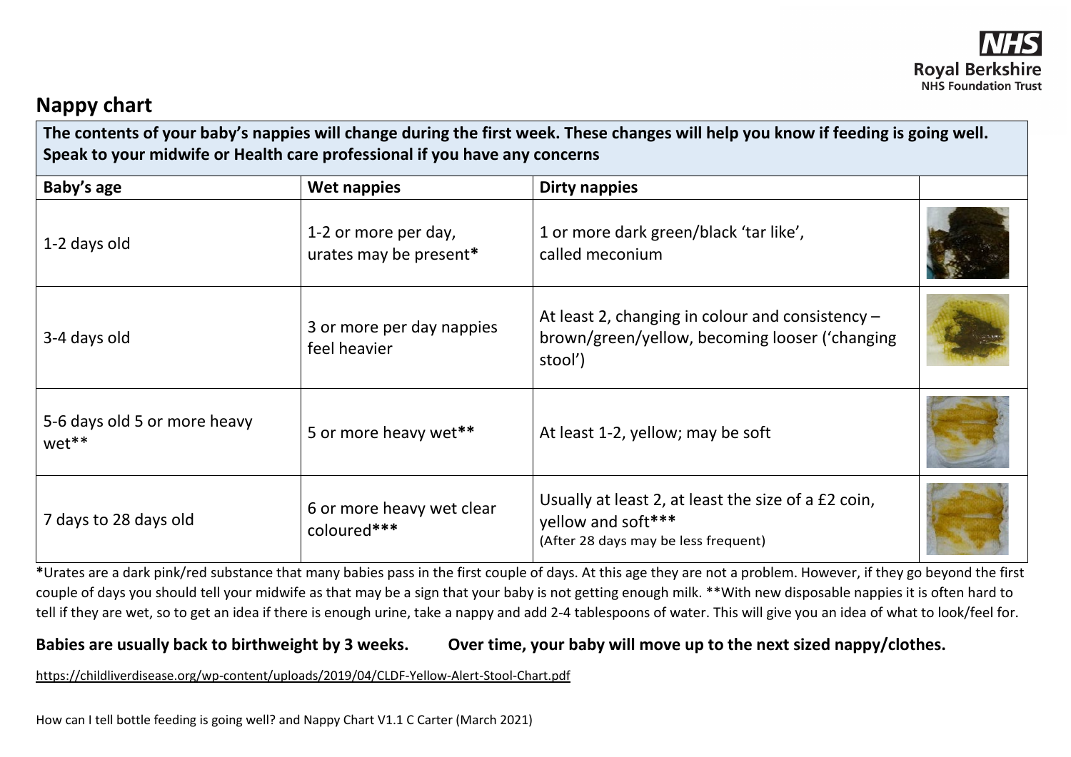## Nappy chart

**The contents of your baby's nappies will change during the first week. These changes will help you know if feeding is going well. Speak to your midwife or Health care professional if you have any concerns**

| Baby's age | Wet nappies | Dirty nappies | |
|---|---|---|---|
| 1-2 days old | 1-2 or more per day, urates may be present* | 1 or more dark green/black 'tar like', called meconium | |
| 3-4 days old | 3 or more per day nappies feel heavier | At least 2, changing in colour and consistency – brown/green/yellow, becoming looser ('changing stool') | |
| 5-6 days old 5 or more heavy wet** | 5 or more heavy wet** | At least 1-2, yellow; may be soft | |
| 7 days to 28 days old | 6 or more heavy wet clear coloured*** | Usually at least 2, at least the size of a £2 coin, yellow and soft*** (After 28 days may be less frequent) | |

***Urates are a dark pink/red substance that many babies pass in the first couple of days. At this age they are not a problem. However, if they go beyond the first couple of days you should tell your midwife as that may be a sign that your baby is not getting enough milk. **With new disposable nappies it is often hard to tell if they are wet, so to get an idea if there is enough urine, take a nappy and add 2-4 tablespoons of water. This will give you an idea of what to look/feel for.

**Babies are usually back to birthweight by 3 weeks.** **Over time, your baby will move up to the next sized nappy/clothes.**

https://childliverdisease.org/wp-content/uploads/2019/04/CLDF-Yellow-Alert-Stool-Chart.pdf

How can I tell bottle feeding is going well? and Nappy Chart V1.1 C Carter (March 2021)